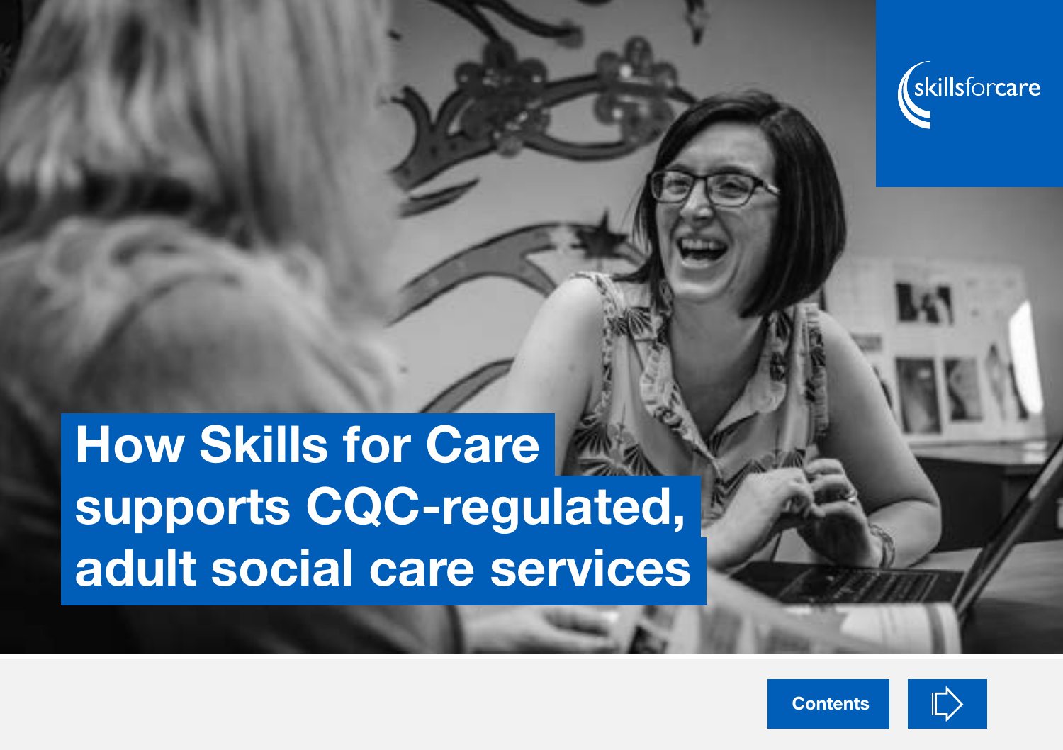skillsforcare

# How Skills for Care supports CQC-regulated, adult social care services

Contents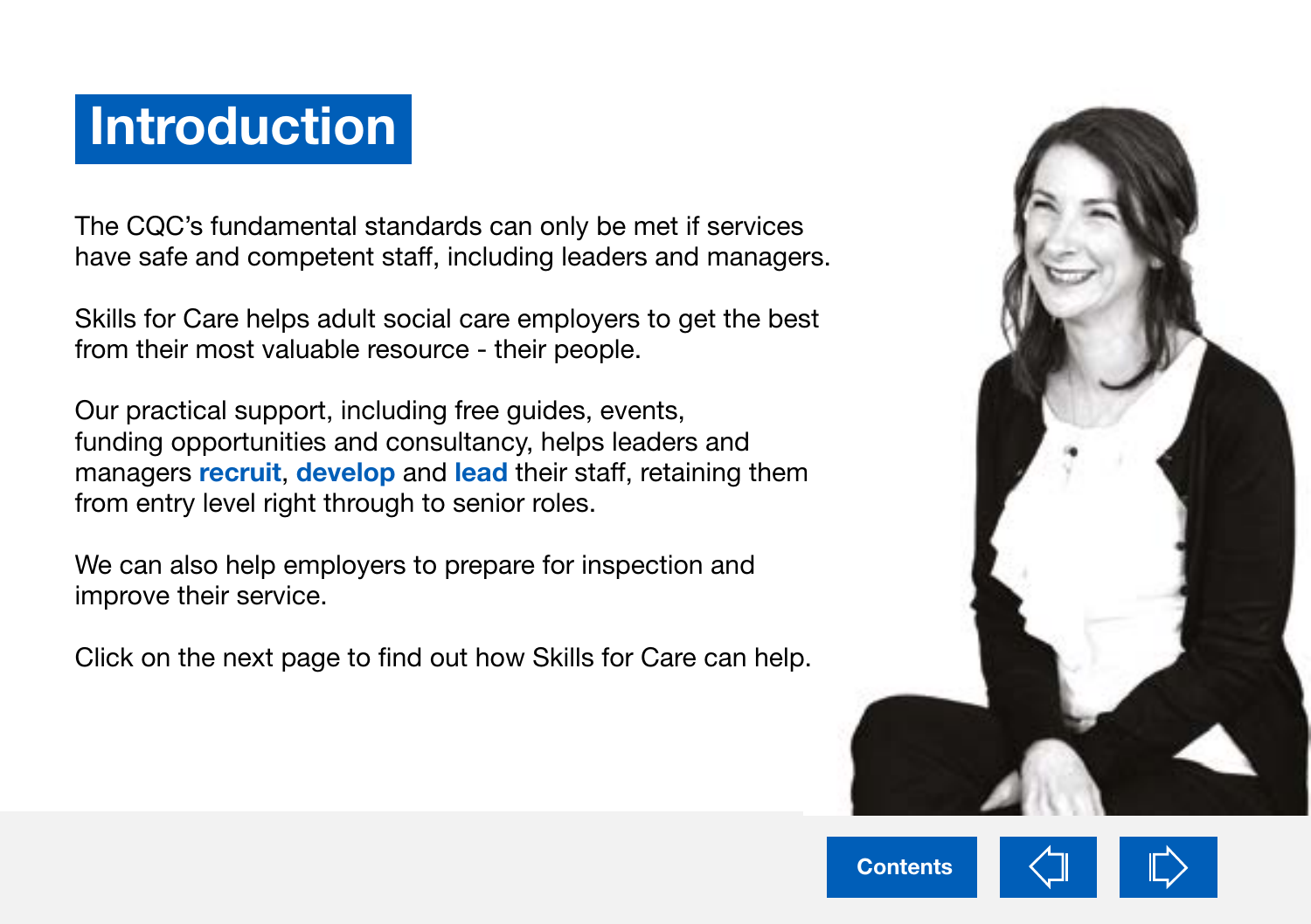# Introduction

The CQC's fundamental standards can only be met if services have safe and competent staff, including leaders and managers.

Skills for Care helps adult social care employers to get the best from their most valuable resource - their people.

Our practical support, including free guides, events, funding opportunities and consultancy, helps leaders and managers **recruit**, **develop** and **lead** their staff, retaining them from entry level right through to senior roles.

We can also help employers to prepare for inspection and improve their service.

Click on the next page to find out how Skills for Care can help.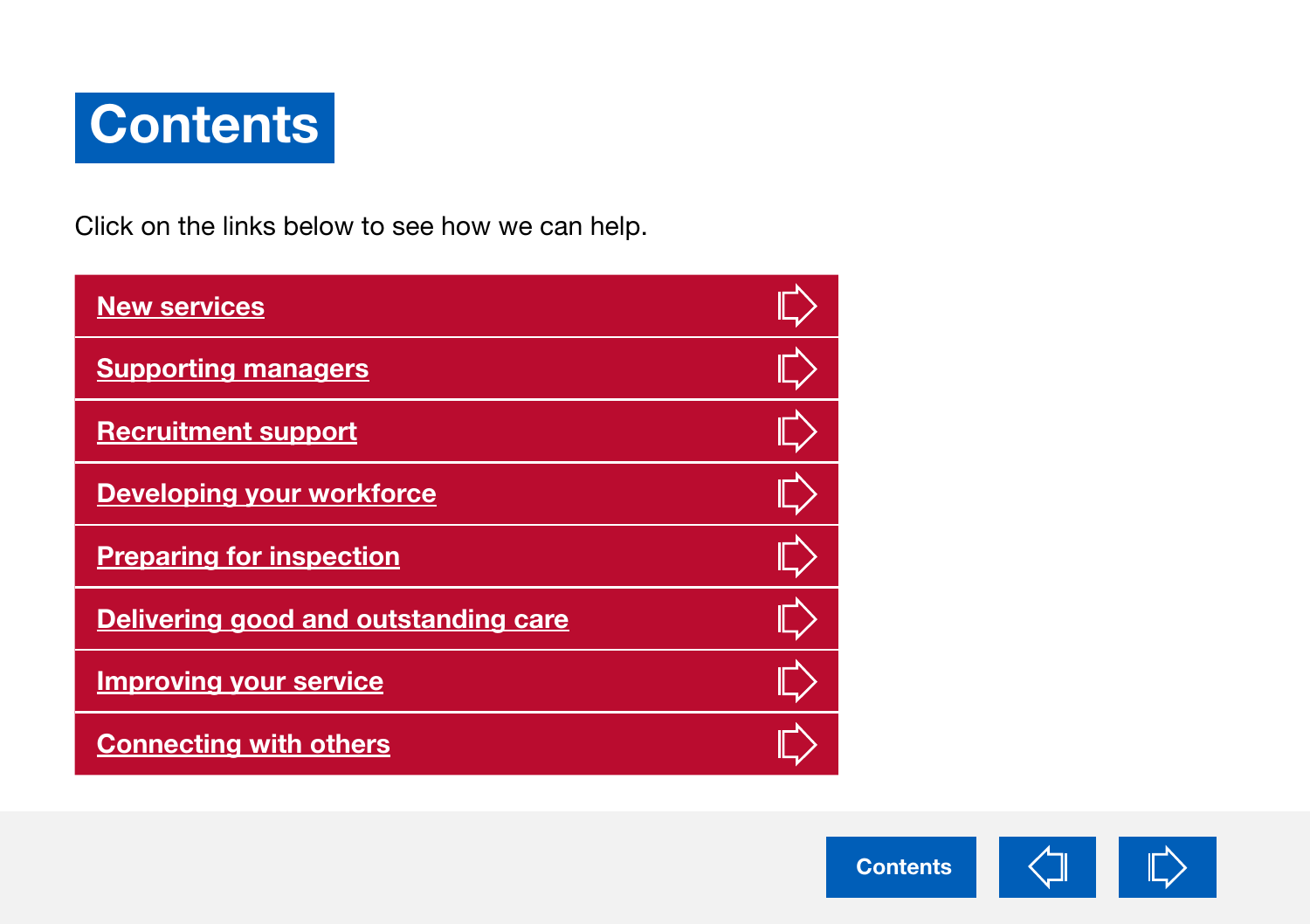# Contents

Click on the links below to see how we can help.

- New services
- Supporting managers
- Recruitment support
- Developing your workforce
- Preparing for inspection
- Delivering good and outstanding care
- Improving your service
- Connecting with others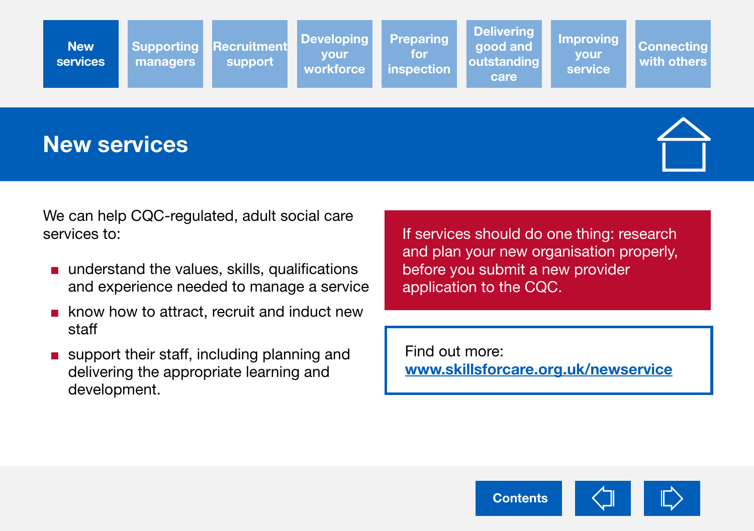# New services

We can help CQC-regulated, adult social care services to:

- understand the values, skills, qualifications and experience needed to manage a service
- know how to attract, recruit and induct new staff
- support their staff, including planning and delivering the appropriate learning and development.

If services should do one thing: research and plan your new organisation properly, before you submit a new provider application to the CQC.

Find out more:
www.skillsforcare.org.uk/newservice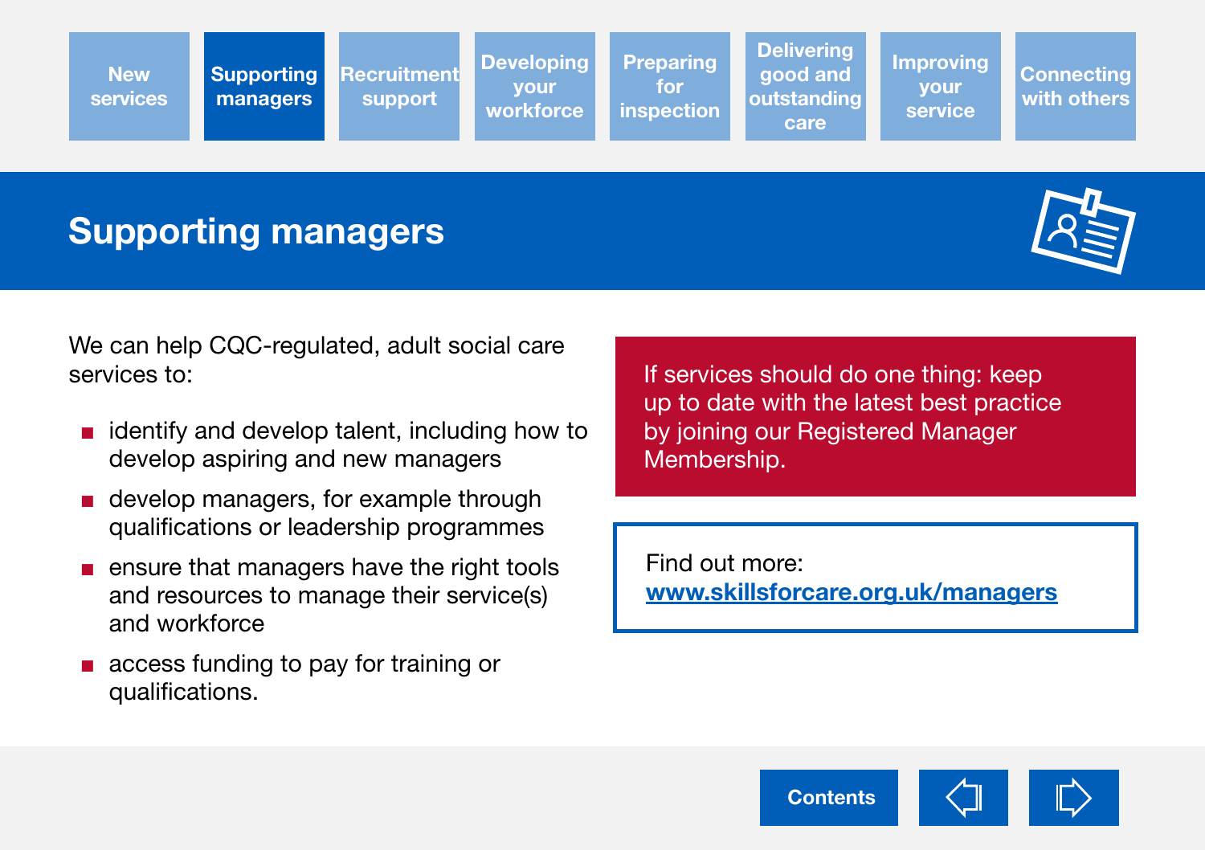New services | **Supporting managers** | Recruitment support | Developing your workforce | Preparing for inspection | Delivering good and outstanding care | Improving your service | Connecting with others

# Supporting managers

We can help CQC-regulated, adult social care services to:

- identify and develop talent, including how to develop aspiring and new managers
- develop managers, for example through qualifications or leadership programmes
- ensure that managers have the right tools and resources to manage their service(s) and workforce
- access funding to pay for training or qualifications.

If services should do one thing: keep up to date with the latest best practice by joining our Registered Manager Membership.

Find out more:
[www.skillsforcare.org.uk/managers](http://www.skillsforcare.org.uk/managers)

Contents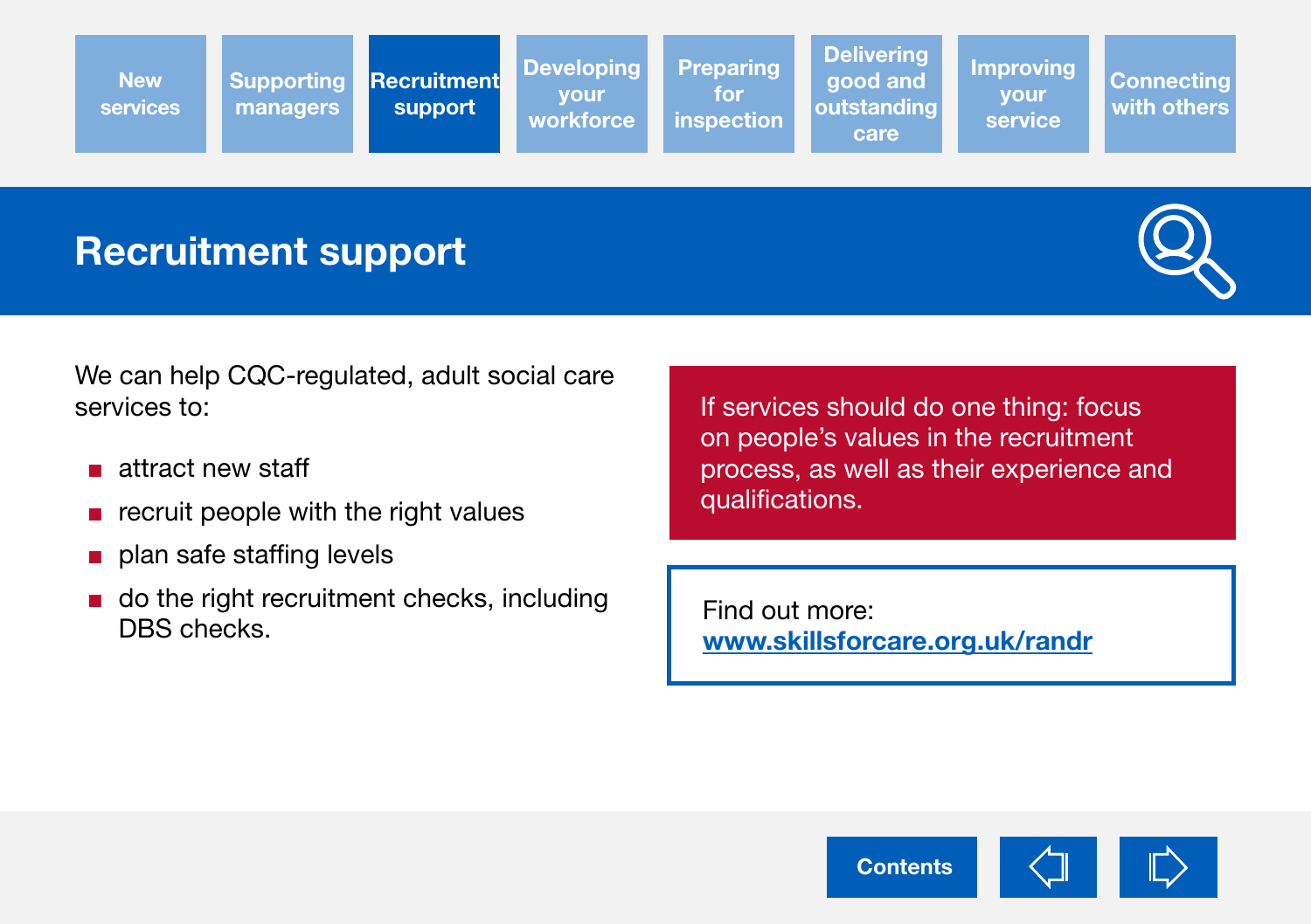# Recruitment support

We can help CQC-regulated, adult social care services to:

- attract new staff
- recruit people with the right values
- plan safe staffing levels
- do the right recruitment checks, including DBS checks.

If services should do one thing: focus on people's values in the recruitment process, as well as their experience and qualifications.

Find out more:
[www.skillsforcare.org.uk/randr](http://www.skillsforcare.org.uk/randr)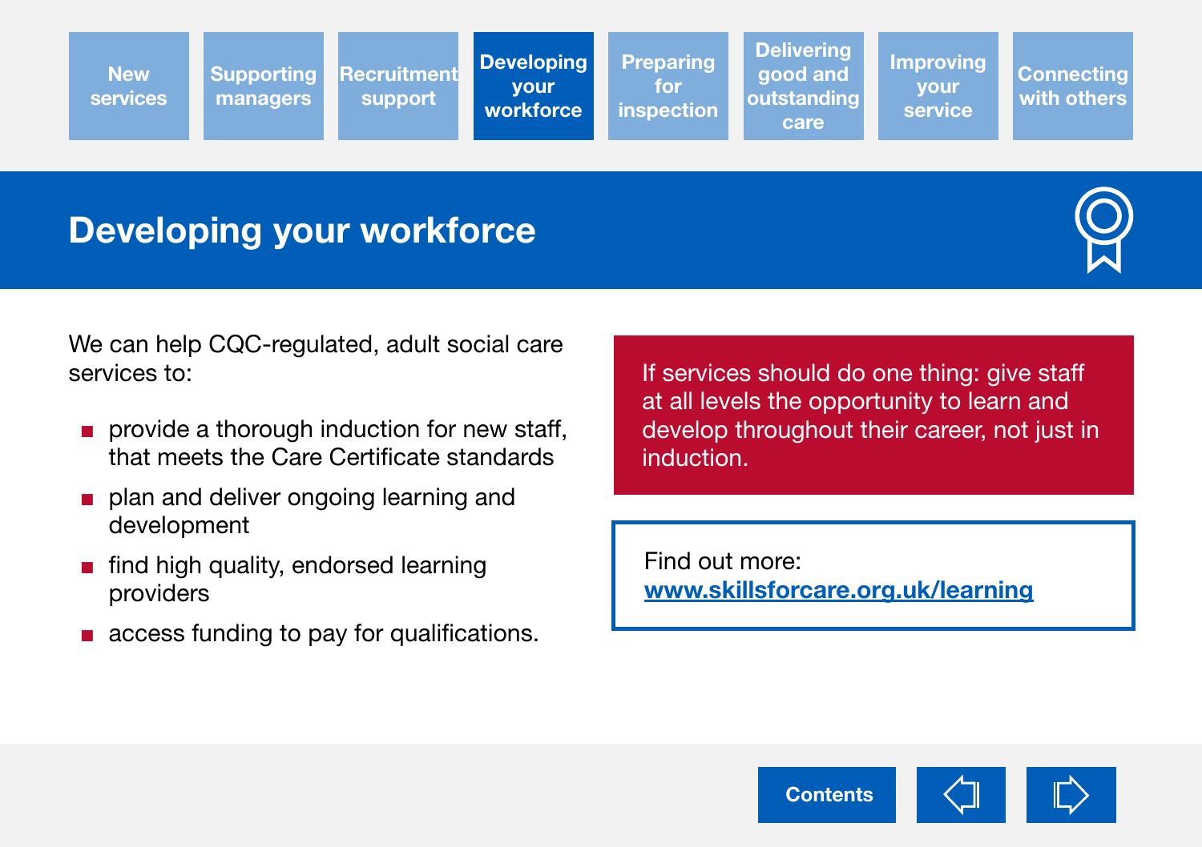# Developing your workforce

We can help CQC-regulated, adult social care services to:

- provide a thorough induction for new staff, that meets the Care Certificate standards
- plan and deliver ongoing learning and development
- find high quality, endorsed learning providers
- access funding to pay for qualifications.

If services should do one thing: give staff at all levels the opportunity to learn and develop throughout their career, not just in induction.

Find out more:
[www.skillsforcare.org.uk/learning](www.skillsforcare.org.uk/learning)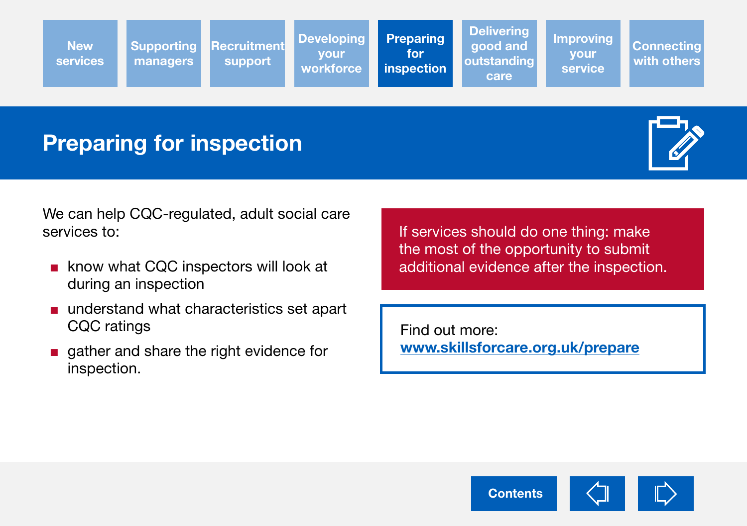New services | Supporting managers | Recruitment support | Developing your workforce | **Preparing for inspection** | Delivering good and outstanding care | Improving your service | Connecting with others

# Preparing for inspection

We can help CQC-regulated, adult social care services to:

- know what CQC inspectors will look at during an inspection
- understand what characteristics set apart CQC ratings
- gather and share the right evidence for inspection.

If services should do one thing: make the most of the opportunity to submit additional evidence after the inspection.

Find out more:
**www.skillsforcare.org.uk/prepare**

Contents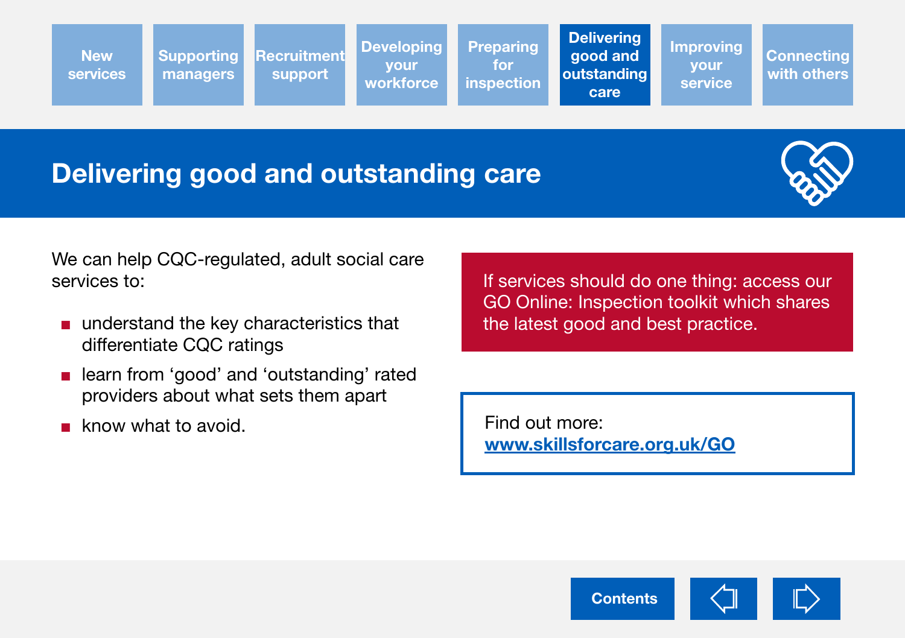# Delivering good and outstanding care

We can help CQC-regulated, adult social care services to:

- understand the key characteristics that differentiate CQC ratings
- learn from 'good' and 'outstanding' rated providers about what sets them apart
- know what to avoid.

If services should do one thing: access our GO Online: Inspection toolkit which shares the latest good and best practice.

Find out more:
[www.skillsforcare.org.uk/GO](www.skillsforcare.org.uk/GO)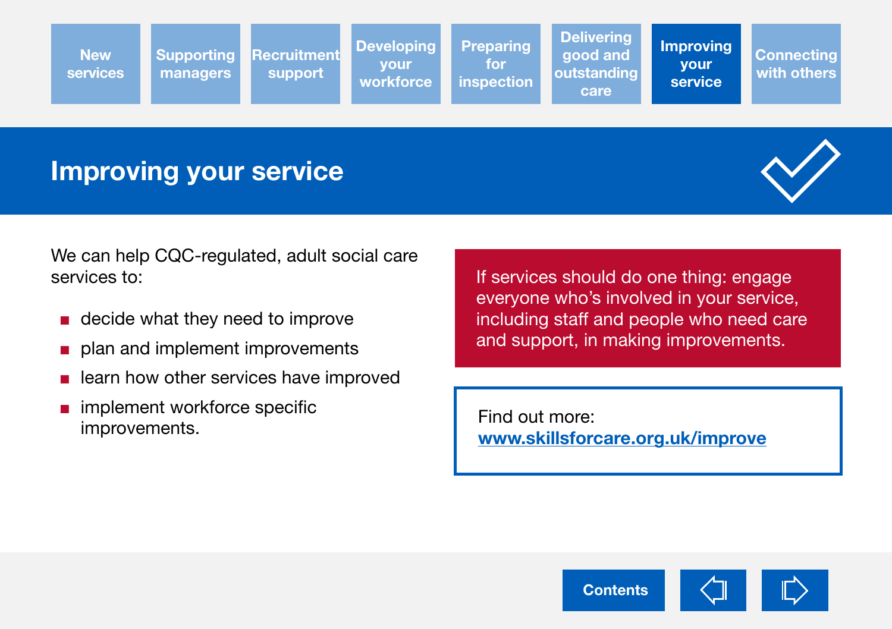New services | Supporting managers | Recruitment support | Developing your workforce | Preparing for inspection | Delivering good and outstanding care | Improving your service | Connecting with others

# Improving your service

We can help CQC-regulated, adult social care services to:

- decide what they need to improve
- plan and implement improvements
- learn how other services have improved
- implement workforce specific improvements.

If services should do one thing: engage everyone who's involved in your service, including staff and people who need care and support, in making improvements.

Find out more:
[www.skillsforcare.org.uk/improve](http://www.skillsforcare.org.uk/improve)

Contents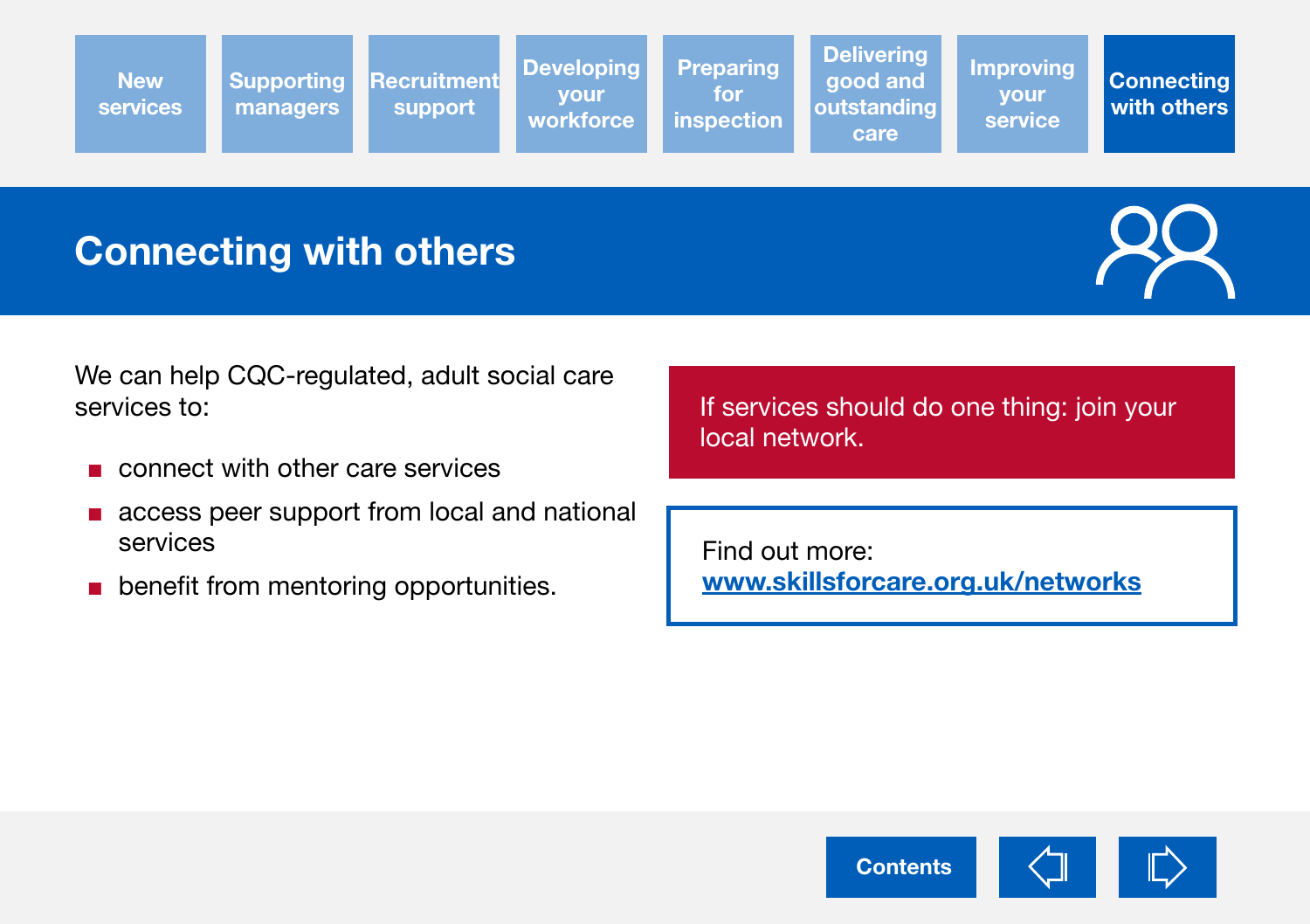# Connecting with others

We can help CQC-regulated, adult social care services to:

- connect with other care services
- access peer support from local and national services
- benefit from mentoring opportunities.

If services should do one thing: join your local network.

Find out more: [www.skillsforcare.org.uk/networks](http://www.skillsforcare.org.uk/networks)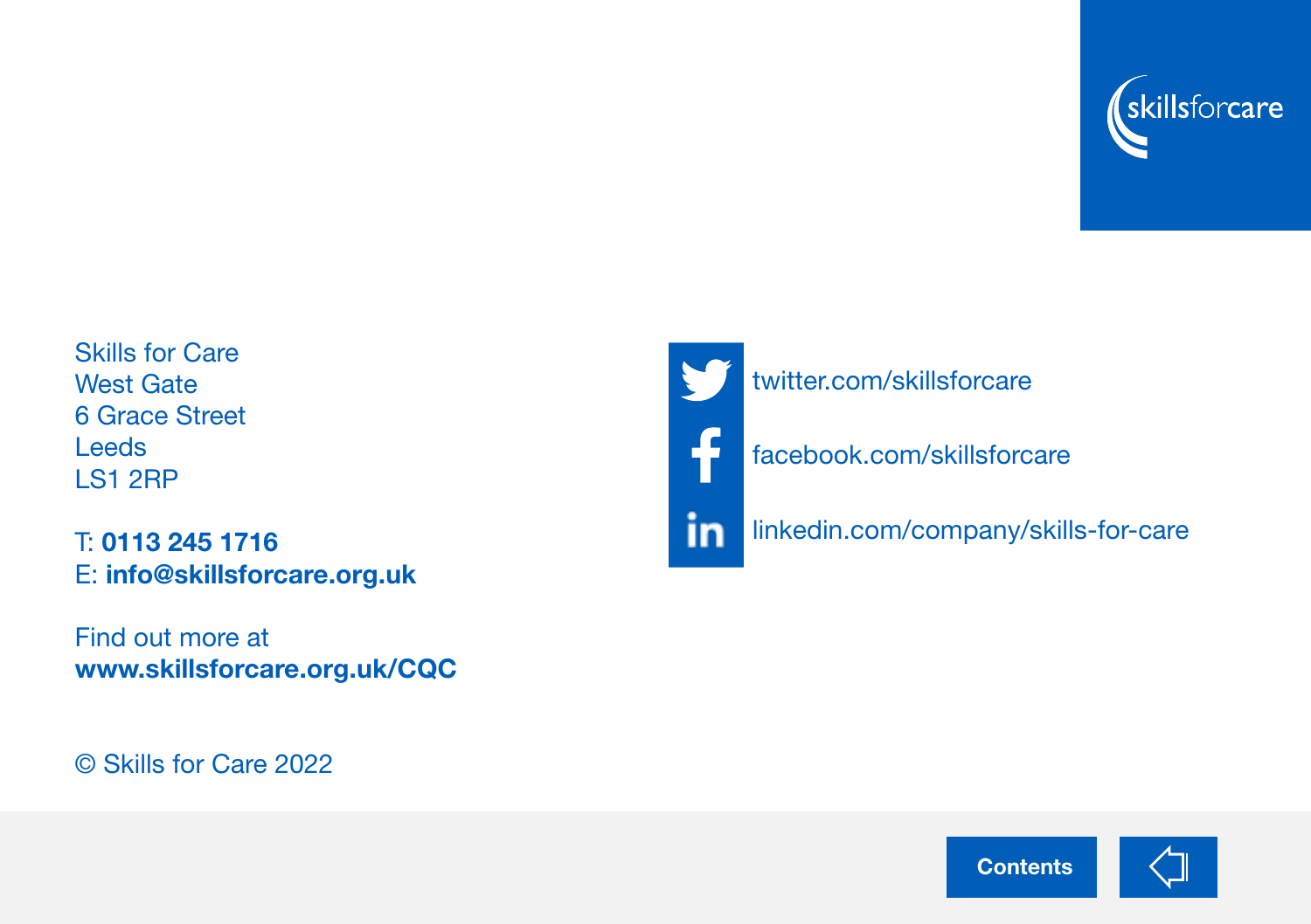skillsforcare

Skills for Care
West Gate
6 Grace Street
Leeds
LS1 2RP

T: **0113 245 1716**
E: **info@skillsforcare.org.uk**

Find out more at
**www.skillsforcare.org.uk/CQC**

© Skills for Care 2022

twitter.com/skillsforcare

facebook.com/skillsforcare

linkedin.com/company/skills-for-care

Contents